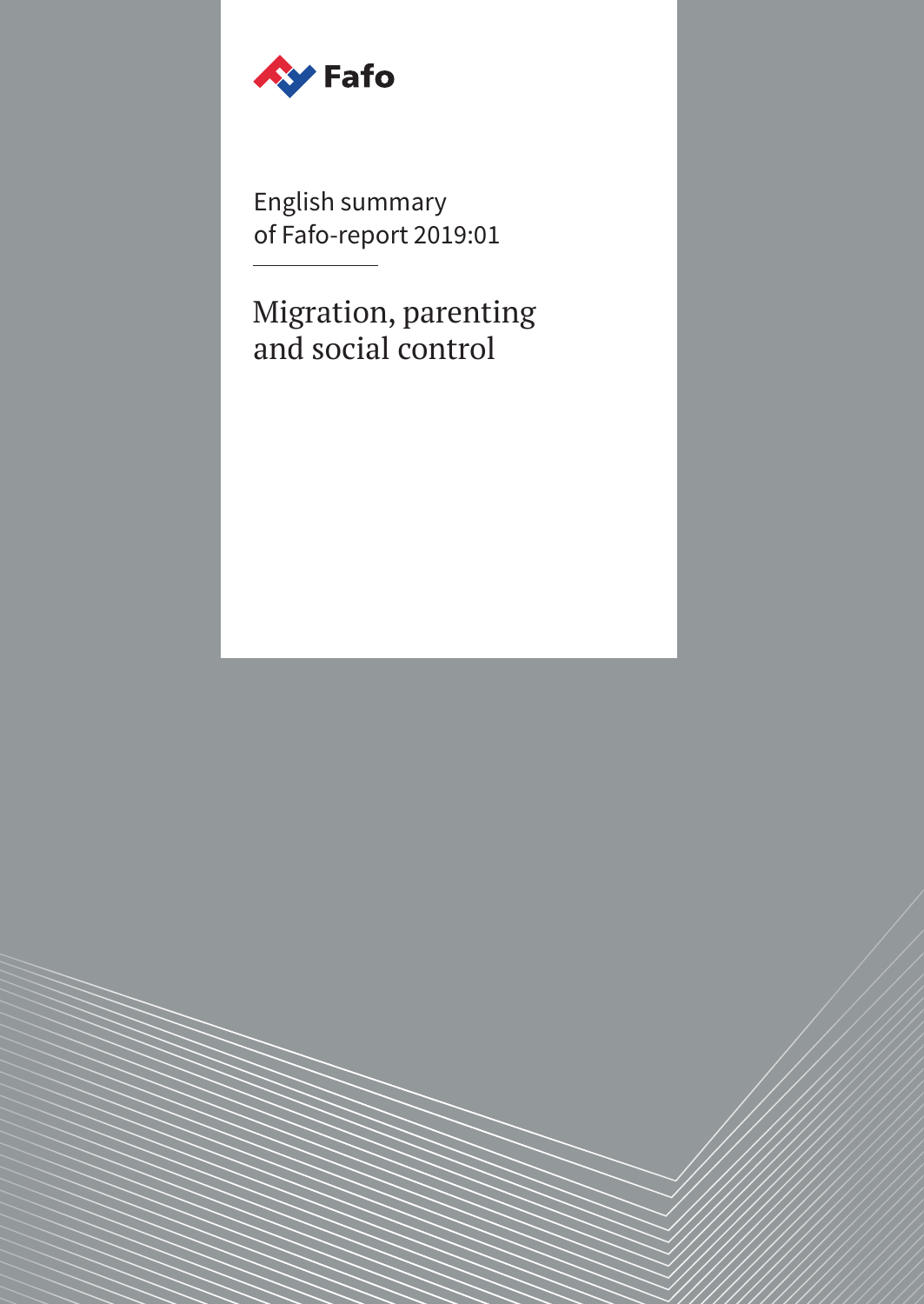Fafo

English summary
of Fafo-report 2019:01

# Migration, parenting and social control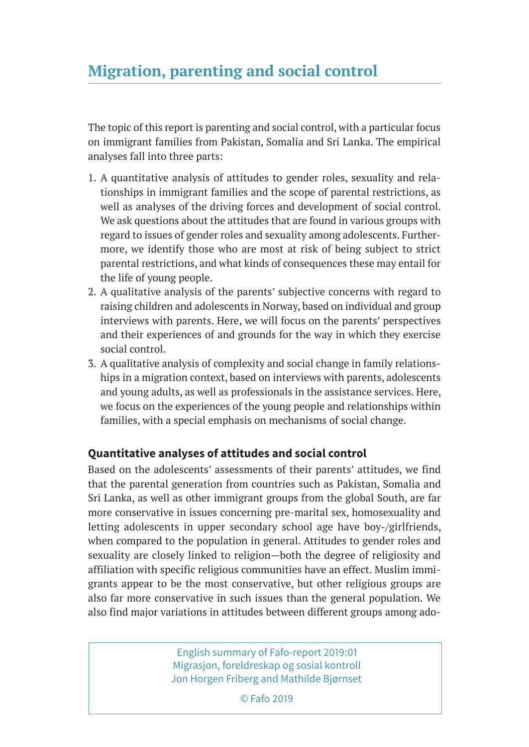# Migration, parenting and social control

The topic of this report is parenting and social control, with a particular focus on immigrant families from Pakistan, Somalia and Sri Lanka. The empirical analyses fall into three parts:

1. A quantitative analysis of attitudes to gender roles, sexuality and relationships in immigrant families and the scope of parental restrictions, as well as analyses of the driving forces and development of social control. We ask questions about the attitudes that are found in various groups with regard to issues of gender roles and sexuality among adolescents. Furthermore, we identify those who are most at risk of being subject to strict parental restrictions, and what kinds of consequences these may entail for the life of young people.
2. A qualitative analysis of the parents' subjective concerns with regard to raising children and adolescents in Norway, based on individual and group interviews with parents. Here, we will focus on the parents' perspectives and their experiences of and grounds for the way in which they exercise social control.
3. A qualitative analysis of complexity and social change in family relationships in a migration context, based on interviews with parents, adolescents and young adults, as well as professionals in the assistance services. Here, we focus on the experiences of the young people and relationships within families, with a special emphasis on mechanisms of social change.

### Quantitative analyses of attitudes and social control

Based on the adolescents' assessments of their parents' attitudes, we find that the parental generation from countries such as Pakistan, Somalia and Sri Lanka, as well as other immigrant groups from the global South, are far more conservative in issues concerning pre-marital sex, homosexuality and letting adolescents in upper secondary school age have boy-/girlfriends, when compared to the population in general. Attitudes to gender roles and sexuality are closely linked to religion—both the degree of religiosity and affiliation with specific religious communities have an effect. Muslim immigrants appear to be the most conservative, but other religious groups are also far more conservative in such issues than the general population. We also find major variations in attitudes between different groups among ado-

English summary of Fafo-report 2019:01
Migrasjon, foreldreskap og sosial kontroll
Jon Horgen Friberg and Mathilde Bjørnset

© Fafo 2019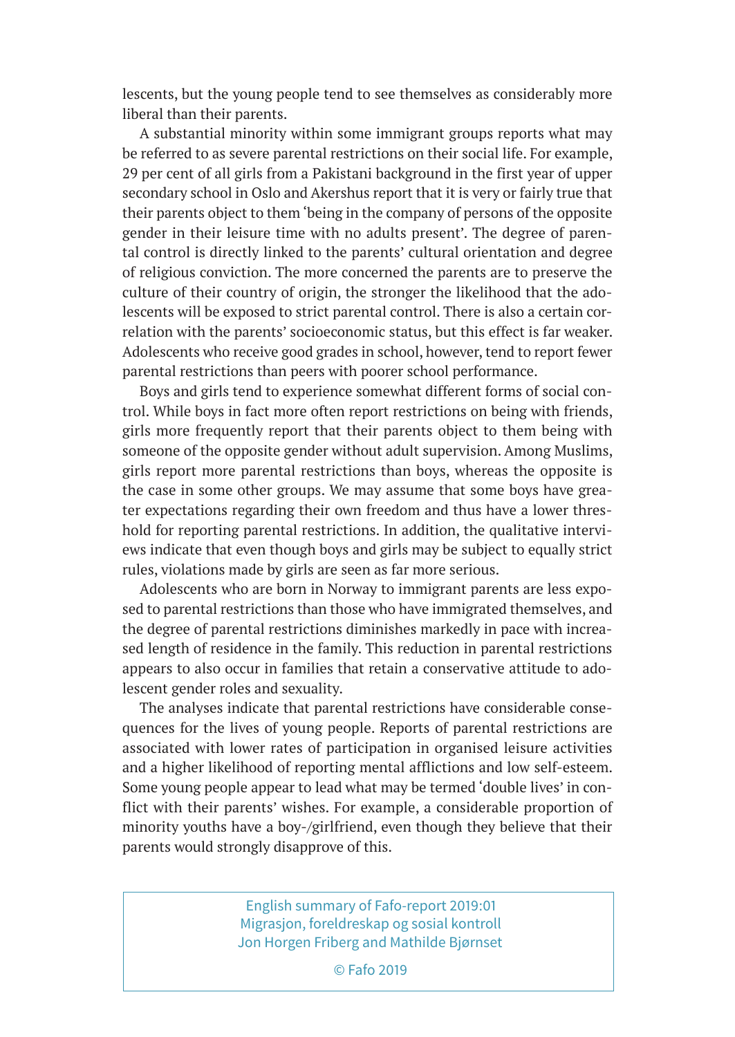lescents, but the young people tend to see themselves as considerably more liberal than their parents.

A substantial minority within some immigrant groups reports what may be referred to as severe parental restrictions on their social life. For example, 29 per cent of all girls from a Pakistani background in the first year of upper secondary school in Oslo and Akershus report that it is very or fairly true that their parents object to them 'being in the company of persons of the opposite gender in their leisure time with no adults present'. The degree of parental control is directly linked to the parents' cultural orientation and degree of religious conviction. The more concerned the parents are to preserve the culture of their country of origin, the stronger the likelihood that the adolescents will be exposed to strict parental control. There is also a certain correlation with the parents' socioeconomic status, but this effect is far weaker. Adolescents who receive good grades in school, however, tend to report fewer parental restrictions than peers with poorer school performance.

Boys and girls tend to experience somewhat different forms of social control. While boys in fact more often report restrictions on being with friends, girls more frequently report that their parents object to them being with someone of the opposite gender without adult supervision. Among Muslims, girls report more parental restrictions than boys, whereas the opposite is the case in some other groups. We may assume that some boys have greater expectations regarding their own freedom and thus have a lower threshold for reporting parental restrictions. In addition, the qualitative interviews indicate that even though boys and girls may be subject to equally strict rules, violations made by girls are seen as far more serious.

Adolescents who are born in Norway to immigrant parents are less exposed to parental restrictions than those who have immigrated themselves, and the degree of parental restrictions diminishes markedly in pace with increased length of residence in the family. This reduction in parental restrictions appears to also occur in families that retain a conservative attitude to adolescent gender roles and sexuality.

The analyses indicate that parental restrictions have considerable consequences for the lives of young people. Reports of parental restrictions are associated with lower rates of participation in organised leisure activities and a higher likelihood of reporting mental afflictions and low self-esteem. Some young people appear to lead what may be termed 'double lives' in conflict with their parents' wishes. For example, a considerable proportion of minority youths have a boy-/girlfriend, even though they believe that their parents would strongly disapprove of this.

English summary of Fafo-report 2019:01
Migrasjon, foreldreskap og sosial kontroll
Jon Horgen Friberg and Mathilde Bjørnset

© Fafo 2019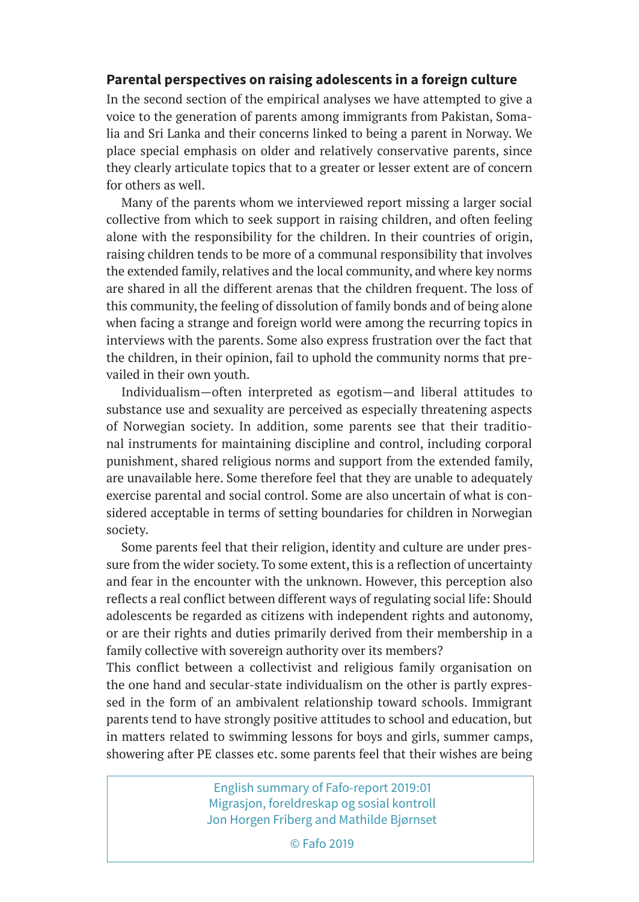## Parental perspectives on raising adolescents in a foreign culture

In the second section of the empirical analyses we have attempted to give a voice to the generation of parents among immigrants from Pakistan, Somalia and Sri Lanka and their concerns linked to being a parent in Norway. We place special emphasis on older and relatively conservative parents, since they clearly articulate topics that to a greater or lesser extent are of concern for others as well.

Many of the parents whom we interviewed report missing a larger social collective from which to seek support in raising children, and often feeling alone with the responsibility for the children. In their countries of origin, raising children tends to be more of a communal responsibility that involves the extended family, relatives and the local community, and where key norms are shared in all the different arenas that the children frequent. The loss of this community, the feeling of dissolution of family bonds and of being alone when facing a strange and foreign world were among the recurring topics in interviews with the parents. Some also express frustration over the fact that the children, in their opinion, fail to uphold the community norms that prevailed in their own youth.

Individualism—often interpreted as egotism—and liberal attitudes to substance use and sexuality are perceived as especially threatening aspects of Norwegian society. In addition, some parents see that their traditional instruments for maintaining discipline and control, including corporal punishment, shared religious norms and support from the extended family, are unavailable here. Some therefore feel that they are unable to adequately exercise parental and social control. Some are also uncertain of what is considered acceptable in terms of setting boundaries for children in Norwegian society.

Some parents feel that their religion, identity and culture are under pressure from the wider society. To some extent, this is a reflection of uncertainty and fear in the encounter with the unknown. However, this perception also reflects a real conflict between different ways of regulating social life: Should adolescents be regarded as citizens with independent rights and autonomy, or are their rights and duties primarily derived from their membership in a family collective with sovereign authority over its members?

This conflict between a collectivist and religious family organisation on the one hand and secular-state individualism on the other is partly expressed in the form of an ambivalent relationship toward schools. Immigrant parents tend to have strongly positive attitudes to school and education, but in matters related to swimming lessons for boys and girls, summer camps, showering after PE classes etc. some parents feel that their wishes are being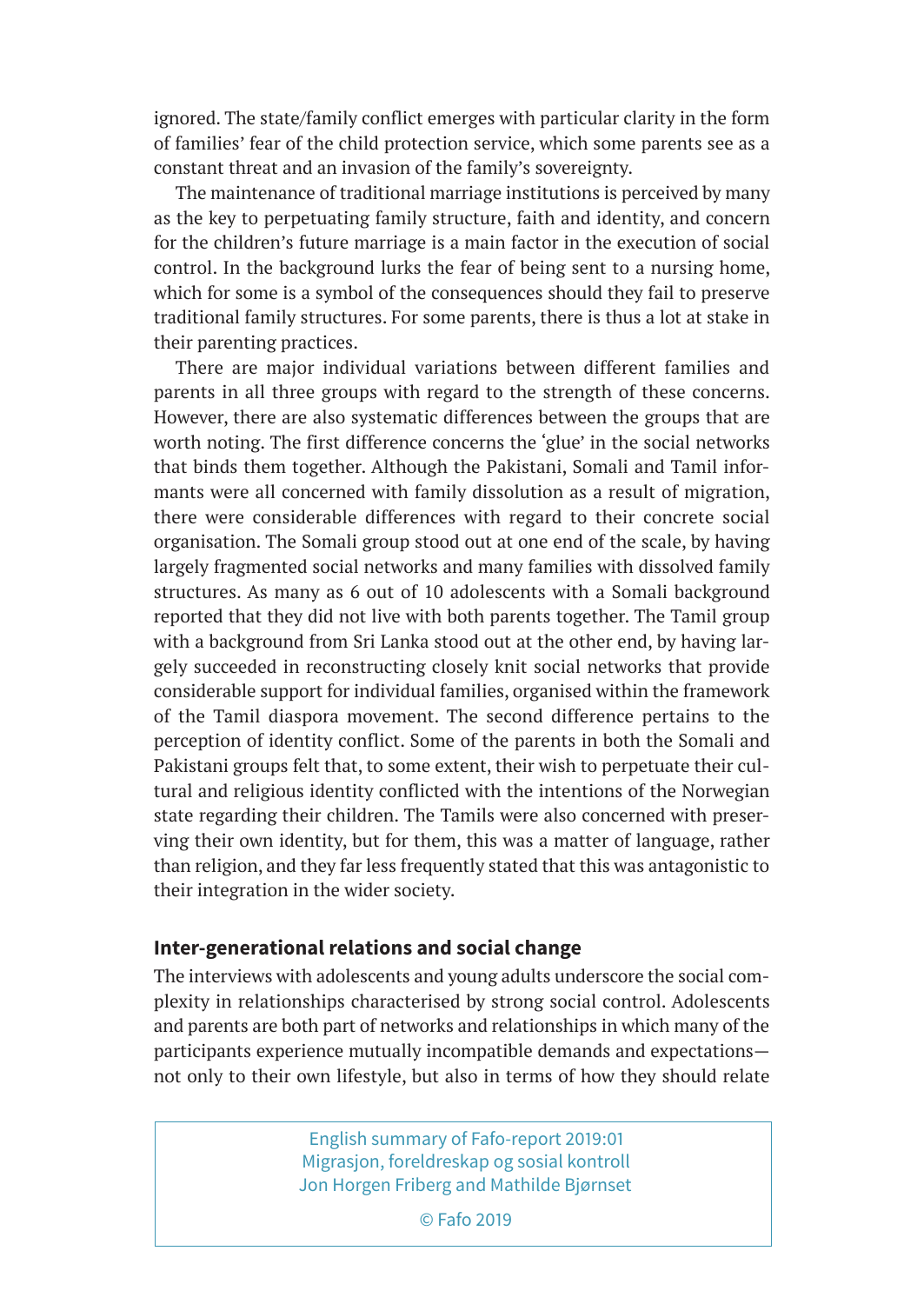ignored. The state/family conflict emerges with particular clarity in the form of families' fear of the child protection service, which some parents see as a constant threat and an invasion of the family's sovereignty.

The maintenance of traditional marriage institutions is perceived by many as the key to perpetuating family structure, faith and identity, and concern for the children's future marriage is a main factor in the execution of social control. In the background lurks the fear of being sent to a nursing home, which for some is a symbol of the consequences should they fail to preserve traditional family structures. For some parents, there is thus a lot at stake in their parenting practices.

There are major individual variations between different families and parents in all three groups with regard to the strength of these concerns. However, there are also systematic differences between the groups that are worth noting. The first difference concerns the 'glue' in the social networks that binds them together. Although the Pakistani, Somali and Tamil informants were all concerned with family dissolution as a result of migration, there were considerable differences with regard to their concrete social organisation. The Somali group stood out at one end of the scale, by having largely fragmented social networks and many families with dissolved family structures. As many as 6 out of 10 adolescents with a Somali background reported that they did not live with both parents together. The Tamil group with a background from Sri Lanka stood out at the other end, by having largely succeeded in reconstructing closely knit social networks that provide considerable support for individual families, organised within the framework of the Tamil diaspora movement. The second difference pertains to the perception of identity conflict. Some of the parents in both the Somali and Pakistani groups felt that, to some extent, their wish to perpetuate their cultural and religious identity conflicted with the intentions of the Norwegian state regarding their children. The Tamils were also concerned with preserving their own identity, but for them, this was a matter of language, rather than religion, and they far less frequently stated that this was antagonistic to their integration in the wider society.

## Inter-generational relations and social change

The interviews with adolescents and young adults underscore the social complexity in relationships characterised by strong social control. Adolescents and parents are both part of networks and relationships in which many of the participants experience mutually incompatible demands and expectations—not only to their own lifestyle, but also in terms of how they should relate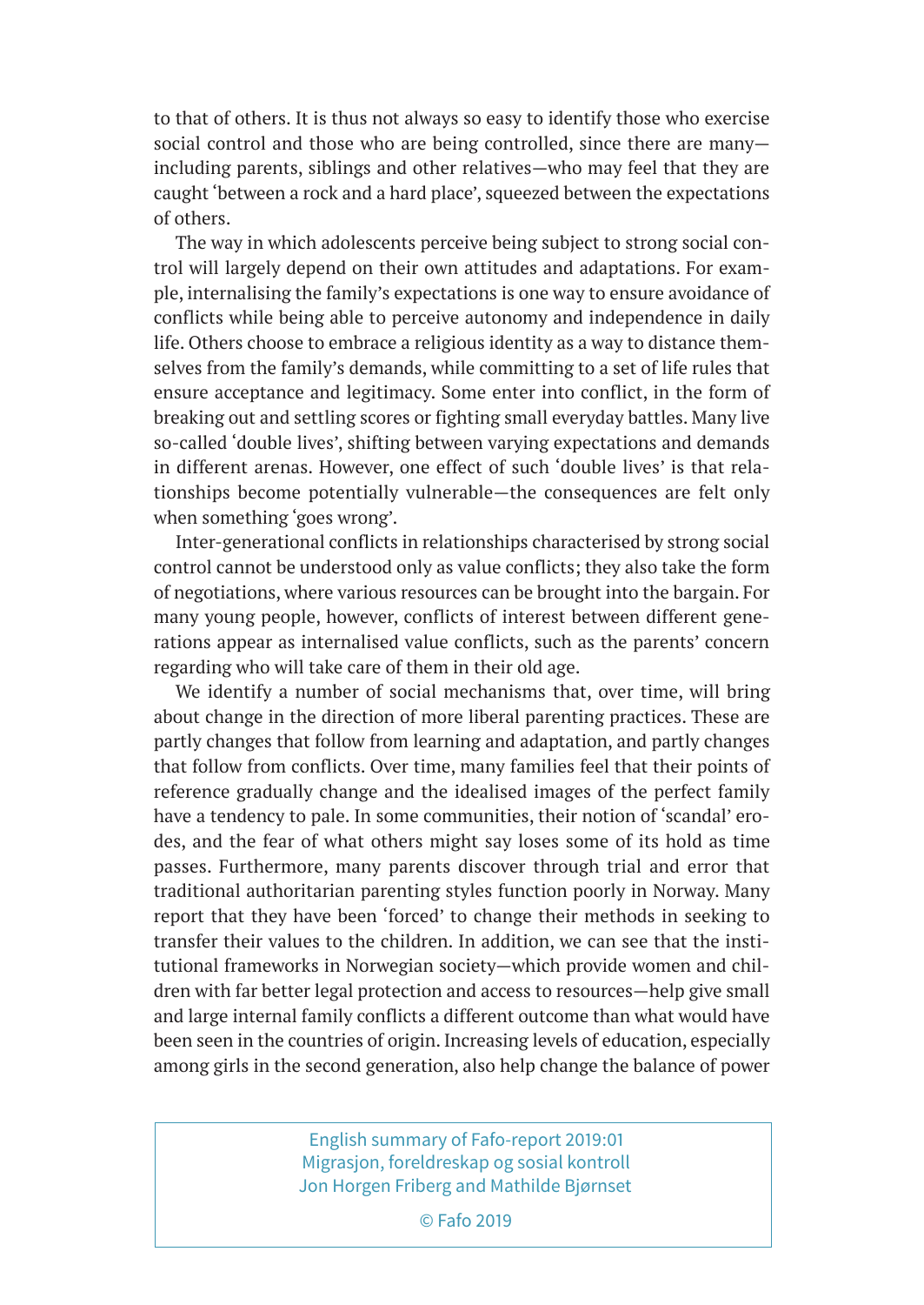to that of others. It is thus not always so easy to identify those who exercise social control and those who are being controlled, since there are many—including parents, siblings and other relatives—who may feel that they are caught 'between a rock and a hard place', squeezed between the expectations of others.

The way in which adolescents perceive being subject to strong social control will largely depend on their own attitudes and adaptations. For example, internalising the family's expectations is one way to ensure avoidance of conflicts while being able to perceive autonomy and independence in daily life. Others choose to embrace a religious identity as a way to distance themselves from the family's demands, while committing to a set of life rules that ensure acceptance and legitimacy. Some enter into conflict, in the form of breaking out and settling scores or fighting small everyday battles. Many live so-called 'double lives', shifting between varying expectations and demands in different arenas. However, one effect of such 'double lives' is that relationships become potentially vulnerable—the consequences are felt only when something 'goes wrong'.

Inter-generational conflicts in relationships characterised by strong social control cannot be understood only as value conflicts; they also take the form of negotiations, where various resources can be brought into the bargain. For many young people, however, conflicts of interest between different generations appear as internalised value conflicts, such as the parents' concern regarding who will take care of them in their old age.

We identify a number of social mechanisms that, over time, will bring about change in the direction of more liberal parenting practices. These are partly changes that follow from learning and adaptation, and partly changes that follow from conflicts. Over time, many families feel that their points of reference gradually change and the idealised images of the perfect family have a tendency to pale. In some communities, their notion of 'scandal' erodes, and the fear of what others might say loses some of its hold as time passes. Furthermore, many parents discover through trial and error that traditional authoritarian parenting styles function poorly in Norway. Many report that they have been 'forced' to change their methods in seeking to transfer their values to the children. In addition, we can see that the institutional frameworks in Norwegian society—which provide women and children with far better legal protection and access to resources—help give small and large internal family conflicts a different outcome than what would have been seen in the countries of origin. Increasing levels of education, especially among girls in the second generation, also help change the balance of power

English summary of Fafo-report 2019:01
Migrasjon, foreldreskap og sosial kontroll
Jon Horgen Friberg and Mathilde Bjørnset

© Fafo 2019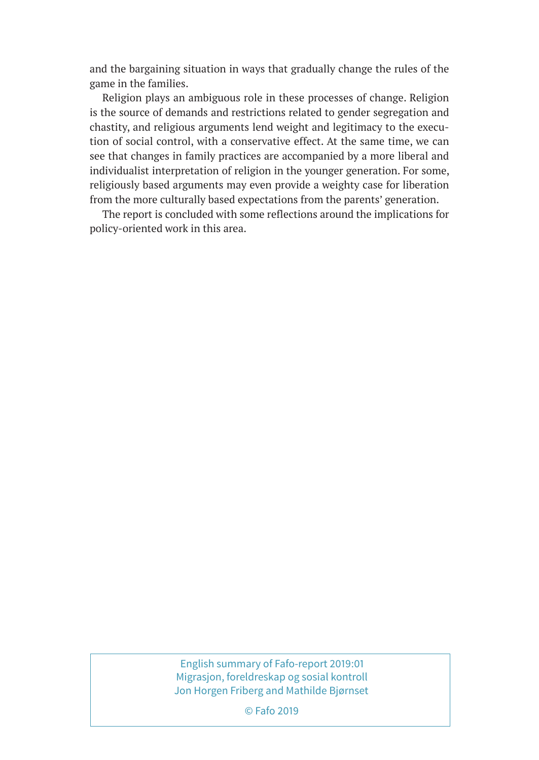and the bargaining situation in ways that gradually change the rules of the game in the families.

Religion plays an ambiguous role in these processes of change. Religion is the source of demands and restrictions related to gender segregation and chastity, and religious arguments lend weight and legitimacy to the execution of social control, with a conservative effect. At the same time, we can see that changes in family practices are accompanied by a more liberal and individualist interpretation of religion in the younger generation. For some, religiously based arguments may even provide a weighty case for liberation from the more culturally based expectations from the parents' generation.

The report is concluded with some reflections around the implications for policy-oriented work in this area.

English summary of Fafo-report 2019:01
Migrasjon, foreldreskap og sosial kontroll
Jon Horgen Friberg and Mathilde Bjørnset

© Fafo 2019